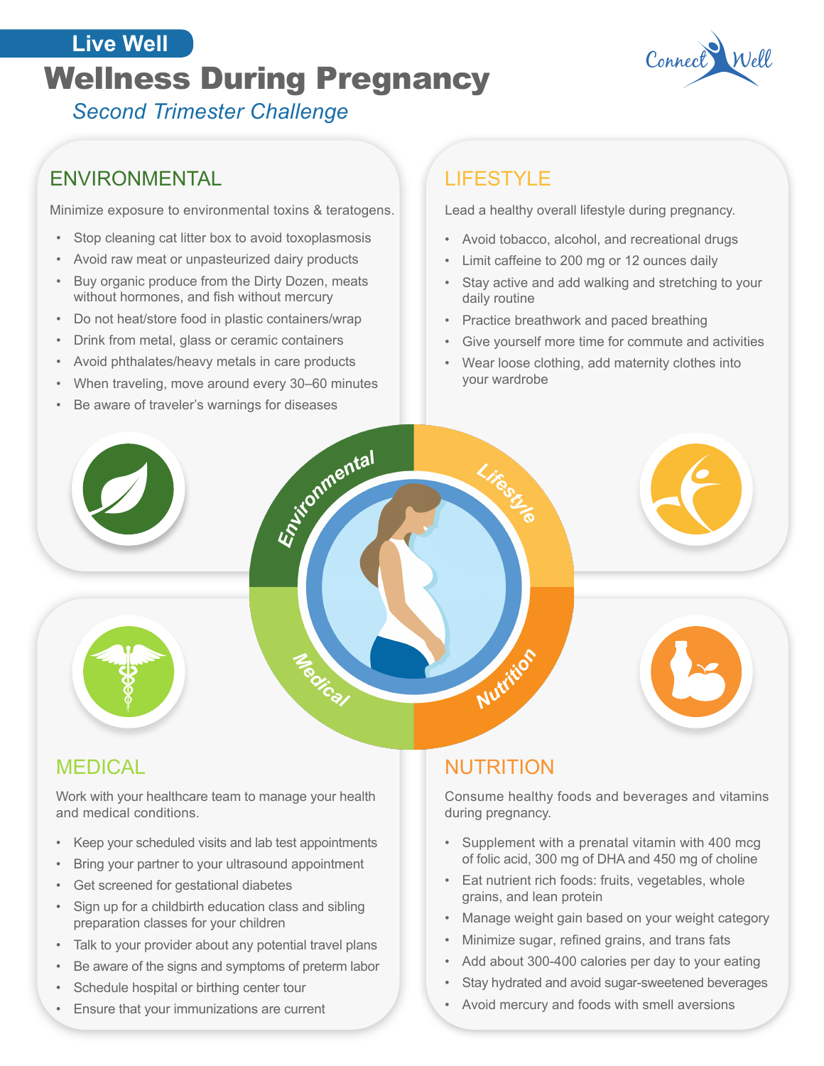Live Well

# Wellness During Pregnancy

*Second Trimester Challenge*

## ENVIRONMENTAL

Minimize exposure to environmental toxins & teratogens.

- Stop cleaning cat litter box to avoid toxoplasmosis
- Avoid raw meat or unpasteurized dairy products
- Buy organic produce from the Dirty Dozen, meats without hormones, and fish without mercury
- Do not heat/store food in plastic containers/wrap
- Drink from metal, glass or ceramic containers
- Avoid phthalates/heavy metals in care products
- When traveling, move around every 30–60 minutes
- Be aware of traveler's warnings for diseases

## LIFESTYLE

Lead a healthy overall lifestyle during pregnancy.

- Avoid tobacco, alcohol, and recreational drugs
- Limit caffeine to 200 mg or 12 ounces daily
- Stay active and add walking and stretching to your daily routine
- Practice breathwork and paced breathing
- Give yourself more time for commute and activities
- Wear loose clothing, add maternity clothes into your wardrobe

## MEDICAL

Work with your healthcare team to manage your health and medical conditions.

- Keep your scheduled visits and lab test appointments
- Bring your partner to your ultrasound appointment
- Get screened for gestational diabetes
- Sign up for a childbirth education class and sibling preparation classes for your children
- Talk to your provider about any potential travel plans
- Be aware of the signs and symptoms of preterm labor
- Schedule hospital or birthing center tour
- Ensure that your immunizations are current

## NUTRITION

Consume healthy foods and beverages and vitamins during pregnancy.

- Supplement with a prenatal vitamin with 400 mcg of folic acid, 300 mg of DHA and 450 mg of choline
- Eat nutrient rich foods: fruits, vegetables, whole grains, and lean protein
- Manage weight gain based on your weight category
- Minimize sugar, refined grains, and trans fats
- Add about 300-400 calories per day to your eating
- Stay hydrated and avoid sugar-sweetened beverages
- Avoid mercury and foods with smell aversions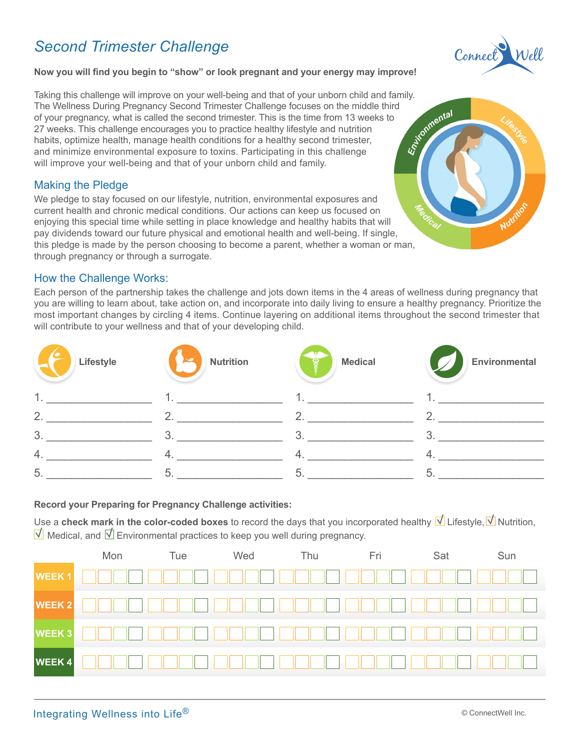# Second Trimester Challenge

**Now you will find you begin to "show" or look pregnant and your energy may improve!**

Taking this challenge will improve on your well-being and that of your unborn child and family. The Wellness During Pregnancy Second Trimester Challenge focuses on the middle third of your pregnancy, what is called the second trimester. This is the time from 13 weeks to 27 weeks. This challenge encourages you to practice healthy lifestyle and nutrition habits, optimize health, manage health conditions for a healthy second trimester, and minimize environmental exposure to toxins. Participating in this challenge will improve your well-being and that of your unborn child and family.

## Making the Pledge

We pledge to stay focused on our lifestyle, nutrition, environmental exposures and current health and chronic medical conditions. Our actions can keep us focused on enjoying this special time while setting in place knowledge and healthy habits that will pay dividends toward our future physical and emotional health and well-being. If single, this pledge is made by the person choosing to become a parent, whether a woman or man, through pregnancy or through a surrogate.

## How the Challenge Works:

Each person of the partnership takes the challenge and jots down items in the 4 areas of wellness during pregnancy that you are willing to learn about, take action on, and incorporate into daily living to ensure a healthy pregnancy. Prioritize the most important changes by circling 4 items. Continue layering on additional items throughout the second trimester that will contribute to your wellness and that of your developing child.

| Lifestyle | Nutrition | Medical | Environmental |
|---|---|---|---|
| 1. ______ | 1. ______ | 1. ______ | 1. ______ |
| 2. ______ | 2. ______ | 2. ______ | 2. ______ |
| 3. ______ | 3. ______ | 3. ______ | 3. ______ |
| 4. ______ | 4. ______ | 4. ______ | 4. ______ |
| 5. ______ | 5. ______ | 5. ______ | 5. ______ |

**Record your Preparing for Pregnancy Challenge activities:**

Use a **check mark in the color-coded boxes** to record the days that you incorporated healthy ☑ Lifestyle, ☑ Nutrition, ☑ Medical, and ☑ Environmental practices to keep you well during pregnancy.

| | Mon | Tue | Wed | Thu | Fri | Sat | Sun |
|---|---|---|---|---|---|---|---|
| WEEK 1 | ☐☐☐☐ | ☐☐☐☐ | ☐☐☐☐ | ☐☐☐☐ | ☐☐☐☐ | ☐☐☐☐ | ☐☐☐☐ |
| WEEK 2 | ☐☐☐☐ | ☐☐☐☐ | ☐☐☐☐ | ☐☐☐☐ | ☐☐☐☐ | ☐☐☐☐ | ☐☐☐☐ |
| WEEK 3 | ☐☐☐☐ | ☐☐☐☐ | ☐☐☐☐ | ☐☐☐☐ | ☐☐☐☐ | ☐☐☐☐ | ☐☐☐☐ |
| WEEK 4 | ☐☐☐☐ | ☐☐☐☐ | ☐☐☐☐ | ☐☐☐☐ | ☐☐☐☐ | ☐☐☐☐ | ☐☐☐☐ |

Integrating Wellness into Life®

© ConnectWell Inc.